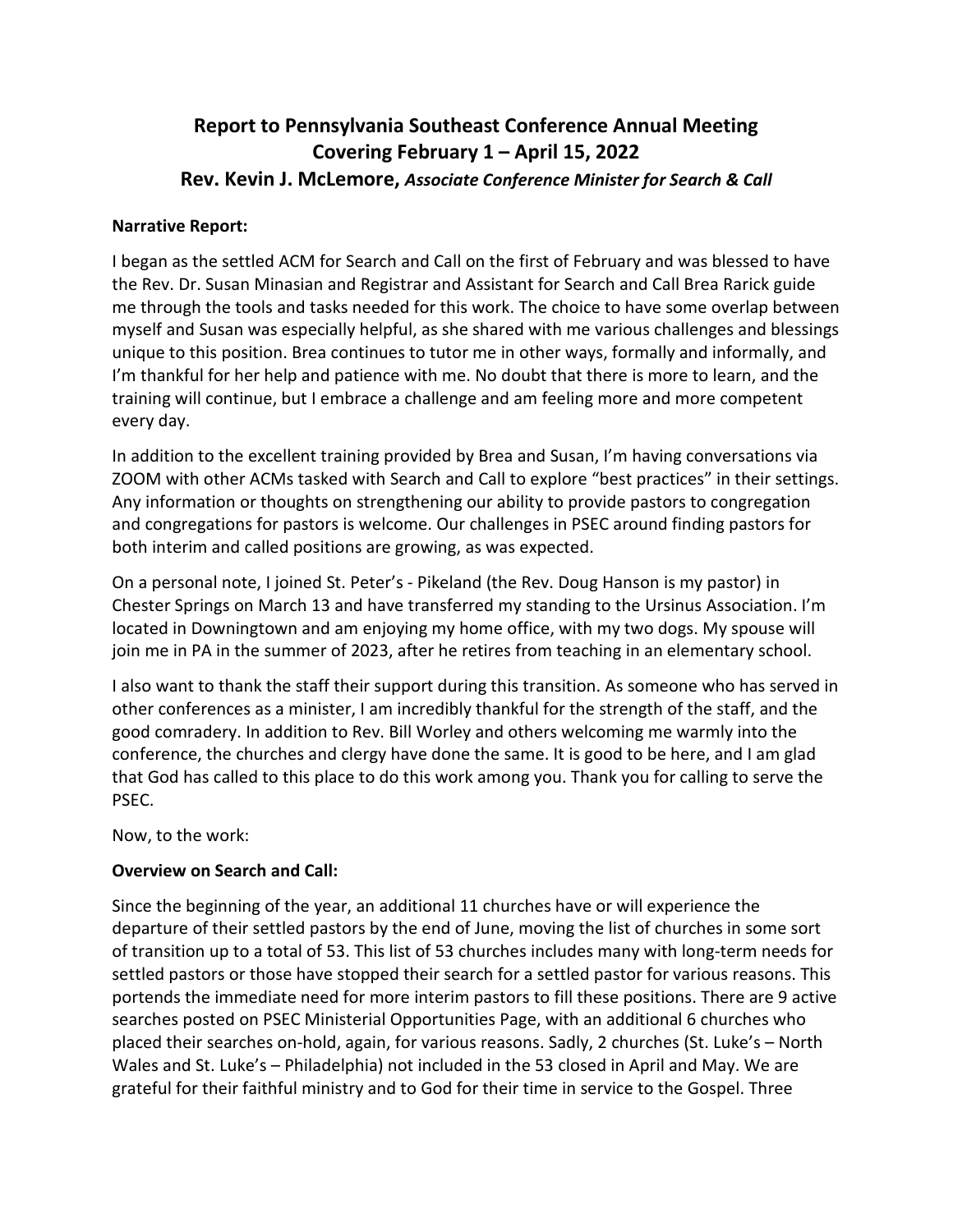# Report to Pennsylvania Southeast Conference Annual Meeting
## Covering February 1 – April 15, 2022
### Rev. Kevin J. McLemore, *Associate Conference Minister for Search & Call*

**Narrative Report:**

I began as the settled ACM for Search and Call on the first of February and was blessed to have the Rev. Dr. Susan Minasian and Registrar and Assistant for Search and Call Brea Rarick guide me through the tools and tasks needed for this work. The choice to have some overlap between myself and Susan was especially helpful, as she shared with me various challenges and blessings unique to this position. Brea continues to tutor me in other ways, formally and informally, and I'm thankful for her help and patience with me. No doubt that there is more to learn, and the training will continue, but I embrace a challenge and am feeling more and more competent every day.

In addition to the excellent training provided by Brea and Susan, I'm having conversations via ZOOM with other ACMs tasked with Search and Call to explore "best practices" in their settings. Any information or thoughts on strengthening our ability to provide pastors to congregation and congregations for pastors is welcome. Our challenges in PSEC around finding pastors for both interim and called positions are growing, as was expected.

On a personal note, I joined St. Peter's - Pikeland (the Rev. Doug Hanson is my pastor) in Chester Springs on March 13 and have transferred my standing to the Ursinus Association. I'm located in Downingtown and am enjoying my home office, with my two dogs. My spouse will join me in PA in the summer of 2023, after he retires from teaching in an elementary school.

I also want to thank the staff their support during this transition. As someone who has served in other conferences as a minister, I am incredibly thankful for the strength of the staff, and the good comradery. In addition to Rev. Bill Worley and others welcoming me warmly into the conference, the churches and clergy have done the same. It is good to be here, and I am glad that God has called to this place to do this work among you. Thank you for calling to serve the PSEC.

Now, to the work:

**Overview on Search and Call:**

Since the beginning of the year, an additional 11 churches have or will experience the departure of their settled pastors by the end of June, moving the list of churches in some sort of transition up to a total of 53. This list of 53 churches includes many with long-term needs for settled pastors or those have stopped their search for a settled pastor for various reasons. This portends the immediate need for more interim pastors to fill these positions. There are 9 active searches posted on PSEC Ministerial Opportunities Page, with an additional 6 churches who placed their searches on-hold, again, for various reasons. Sadly, 2 churches (St. Luke's – North Wales and St. Luke's – Philadelphia) not included in the 53 closed in April and May. We are grateful for their faithful ministry and to God for their time in service to the Gospel. Three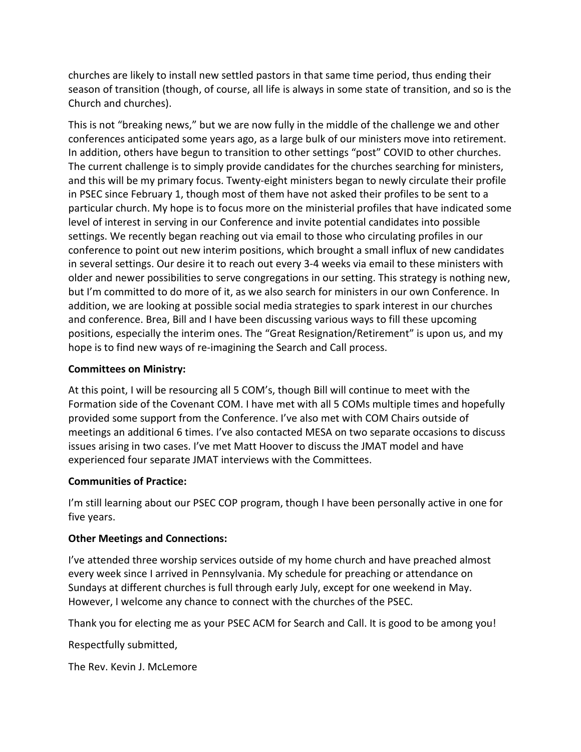churches are likely to install new settled pastors in that same time period, thus ending their season of transition (though, of course, all life is always in some state of transition, and so is the Church and churches).

This is not "breaking news," but we are now fully in the middle of the challenge we and other conferences anticipated some years ago, as a large bulk of our ministers move into retirement. In addition, others have begun to transition to other settings "post" COVID to other churches. The current challenge is to simply provide candidates for the churches searching for ministers, and this will be my primary focus. Twenty-eight ministers began to newly circulate their profile in PSEC since February 1, though most of them have not asked their profiles to be sent to a particular church. My hope is to focus more on the ministerial profiles that have indicated some level of interest in serving in our Conference and invite potential candidates into possible settings. We recently began reaching out via email to those who circulating profiles in our conference to point out new interim positions, which brought a small influx of new candidates in several settings. Our desire it to reach out every 3-4 weeks via email to these ministers with older and newer possibilities to serve congregations in our setting. This strategy is nothing new, but I'm committed to do more of it, as we also search for ministers in our own Conference. In addition, we are looking at possible social media strategies to spark interest in our churches and conference. Brea, Bill and I have been discussing various ways to fill these upcoming positions, especially the interim ones. The "Great Resignation/Retirement" is upon us, and my hope is to find new ways of re-imagining the Search and Call process.

**Committees on Ministry:**

At this point, I will be resourcing all 5 COM's, though Bill will continue to meet with the Formation side of the Covenant COM. I have met with all 5 COMs multiple times and hopefully provided some support from the Conference. I've also met with COM Chairs outside of meetings an additional 6 times. I've also contacted MESA on two separate occasions to discuss issues arising in two cases. I've met Matt Hoover to discuss the JMAT model and have experienced four separate JMAT interviews with the Committees.

**Communities of Practice:**

I'm still learning about our PSEC COP program, though I have been personally active in one for five years.

**Other Meetings and Connections:**

I've attended three worship services outside of my home church and have preached almost every week since I arrived in Pennsylvania. My schedule for preaching or attendance on Sundays at different churches is full through early July, except for one weekend in May. However, I welcome any chance to connect with the churches of the PSEC.

Thank you for electing me as your PSEC ACM for Search and Call. It is good to be among you!

Respectfully submitted,

The Rev. Kevin J. McLemore